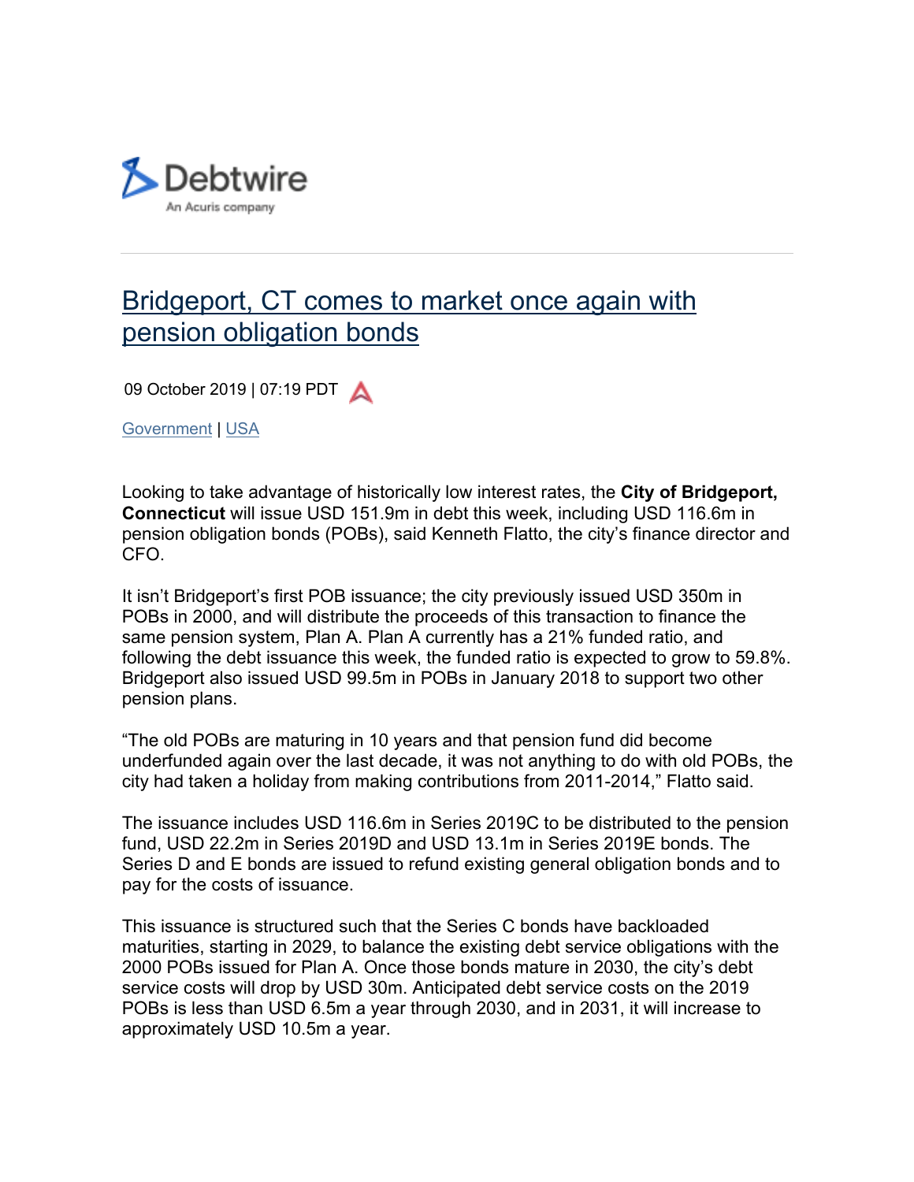Debtwire
An Acuris company

# Bridgeport, CT comes to market once again with pension obligation bonds

09 October 2019 | 07:19 PDT

Government | USA

Looking to take advantage of historically low interest rates, the **City of Bridgeport, Connecticut** will issue USD 151.9m in debt this week, including USD 116.6m in pension obligation bonds (POBs), said Kenneth Flatto, the city's finance director and CFO.

It isn't Bridgeport's first POB issuance; the city previously issued USD 350m in POBs in 2000, and will distribute the proceeds of this transaction to finance the same pension system, Plan A. Plan A currently has a 21% funded ratio, and following the debt issuance this week, the funded ratio is expected to grow to 59.8%. Bridgeport also issued USD 99.5m in POBs in January 2018 to support two other pension plans.

"The old POBs are maturing in 10 years and that pension fund did become underfunded again over the last decade, it was not anything to do with old POBs, the city had taken a holiday from making contributions from 2011-2014," Flatto said.

The issuance includes USD 116.6m in Series 2019C to be distributed to the pension fund, USD 22.2m in Series 2019D and USD 13.1m in Series 2019E bonds. The Series D and E bonds are issued to refund existing general obligation bonds and to pay for the costs of issuance.

This issuance is structured such that the Series C bonds have backloaded maturities, starting in 2029, to balance the existing debt service obligations with the 2000 POBs issued for Plan A. Once those bonds mature in 2030, the city's debt service costs will drop by USD 30m. Anticipated debt service costs on the 2019 POBs is less than USD 6.5m a year through 2030, and in 2031, it will increase to approximately USD 10.5m a year.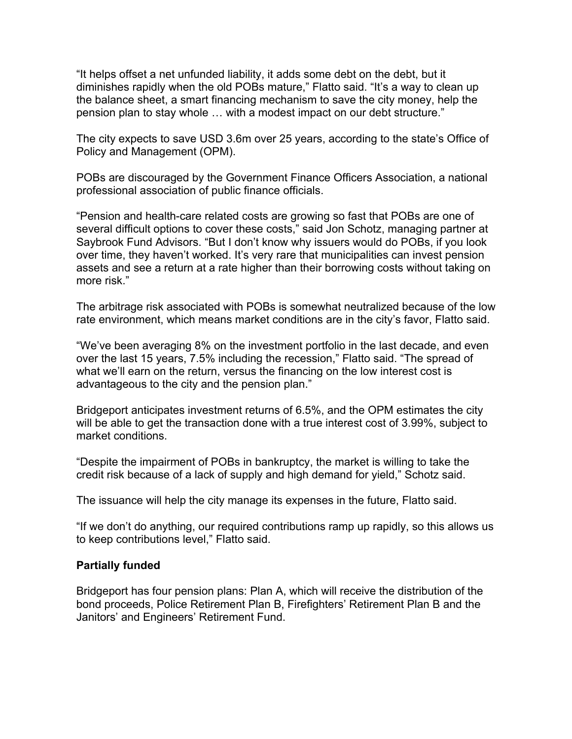“It helps offset a net unfunded liability, it adds some debt on the debt, but it diminishes rapidly when the old POBs mature,” Flatto said. “It’s a way to clean up the balance sheet, a smart financing mechanism to save the city money, help the pension plan to stay whole … with a modest impact on our debt structure.”

The city expects to save USD 3.6m over 25 years, according to the state’s Office of Policy and Management (OPM).

POBs are discouraged by the Government Finance Officers Association, a national professional association of public finance officials.

“Pension and health-care related costs are growing so fast that POBs are one of several difficult options to cover these costs,” said Jon Schotz, managing partner at Saybrook Fund Advisors. “But I don’t know why issuers would do POBs, if you look over time, they haven’t worked. It’s very rare that municipalities can invest pension assets and see a return at a rate higher than their borrowing costs without taking on more risk.”

The arbitrage risk associated with POBs is somewhat neutralized because of the low rate environment, which means market conditions are in the city’s favor, Flatto said.

“We’ve been averaging 8% on the investment portfolio in the last decade, and even over the last 15 years, 7.5% including the recession,” Flatto said. “The spread of what we’ll earn on the return, versus the financing on the low interest cost is advantageous to the city and the pension plan.”

Bridgeport anticipates investment returns of 6.5%, and the OPM estimates the city will be able to get the transaction done with a true interest cost of 3.99%, subject to market conditions.

“Despite the impairment of POBs in bankruptcy, the market is willing to take the credit risk because of a lack of supply and high demand for yield,” Schotz said.

The issuance will help the city manage its expenses in the future, Flatto said.

“If we don’t do anything, our required contributions ramp up rapidly, so this allows us to keep contributions level,” Flatto said.

**Partially funded**

Bridgeport has four pension plans: Plan A, which will receive the distribution of the bond proceeds, Police Retirement Plan B, Firefighters’ Retirement Plan B and the Janitors’ and Engineers’ Retirement Fund.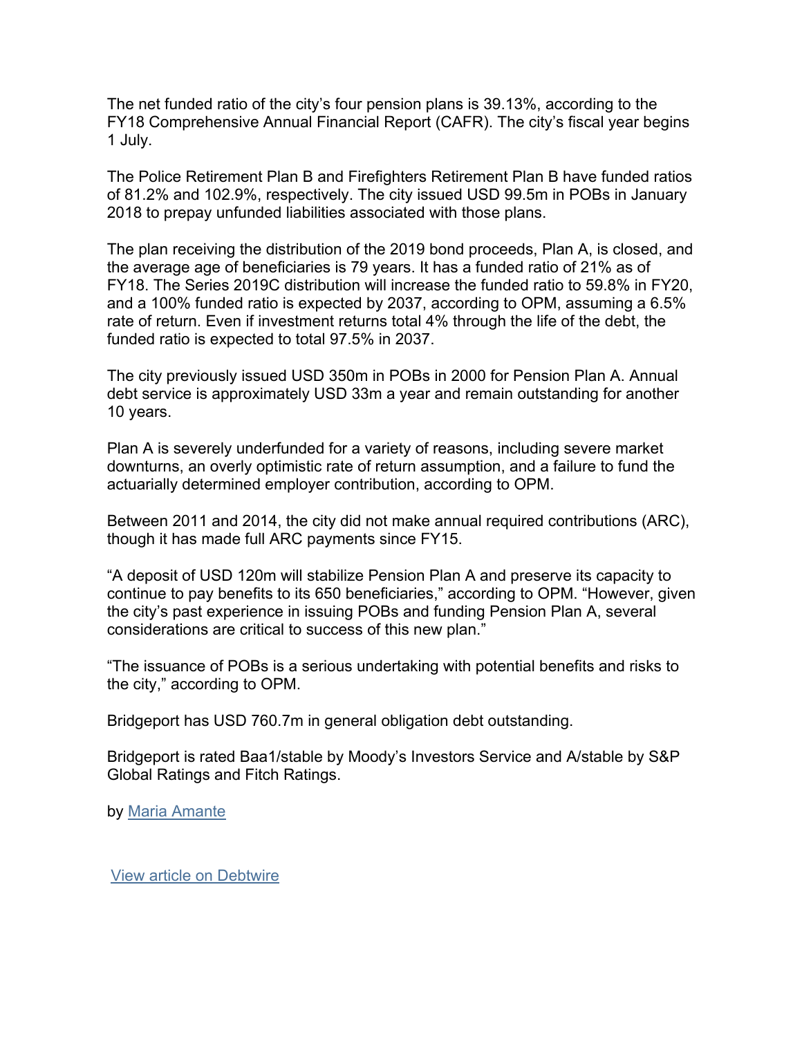The net funded ratio of the city's four pension plans is 39.13%, according to the FY18 Comprehensive Annual Financial Report (CAFR). The city's fiscal year begins 1 July.

The Police Retirement Plan B and Firefighters Retirement Plan B have funded ratios of 81.2% and 102.9%, respectively. The city issued USD 99.5m in POBs in January 2018 to prepay unfunded liabilities associated with those plans.

The plan receiving the distribution of the 2019 bond proceeds, Plan A, is closed, and the average age of beneficiaries is 79 years. It has a funded ratio of 21% as of FY18. The Series 2019C distribution will increase the funded ratio to 59.8% in FY20, and a 100% funded ratio is expected by 2037, according to OPM, assuming a 6.5% rate of return. Even if investment returns total 4% through the life of the debt, the funded ratio is expected to total 97.5% in 2037.

The city previously issued USD 350m in POBs in 2000 for Pension Plan A. Annual debt service is approximately USD 33m a year and remain outstanding for another 10 years.

Plan A is severely underfunded for a variety of reasons, including severe market downturns, an overly optimistic rate of return assumption, and a failure to fund the actuarially determined employer contribution, according to OPM.

Between 2011 and 2014, the city did not make annual required contributions (ARC), though it has made full ARC payments since FY15.

"A deposit of USD 120m will stabilize Pension Plan A and preserve its capacity to continue to pay benefits to its 650 beneficiaries," according to OPM. "However, given the city's past experience in issuing POBs and funding Pension Plan A, several considerations are critical to success of this new plan."

"The issuance of POBs is a serious undertaking with potential benefits and risks to the city," according to OPM.

Bridgeport has USD 760.7m in general obligation debt outstanding.

Bridgeport is rated Baa1/stable by Moody's Investors Service and A/stable by S&P Global Ratings and Fitch Ratings.

by [Maria Amante]()

[View article on Debtwire]()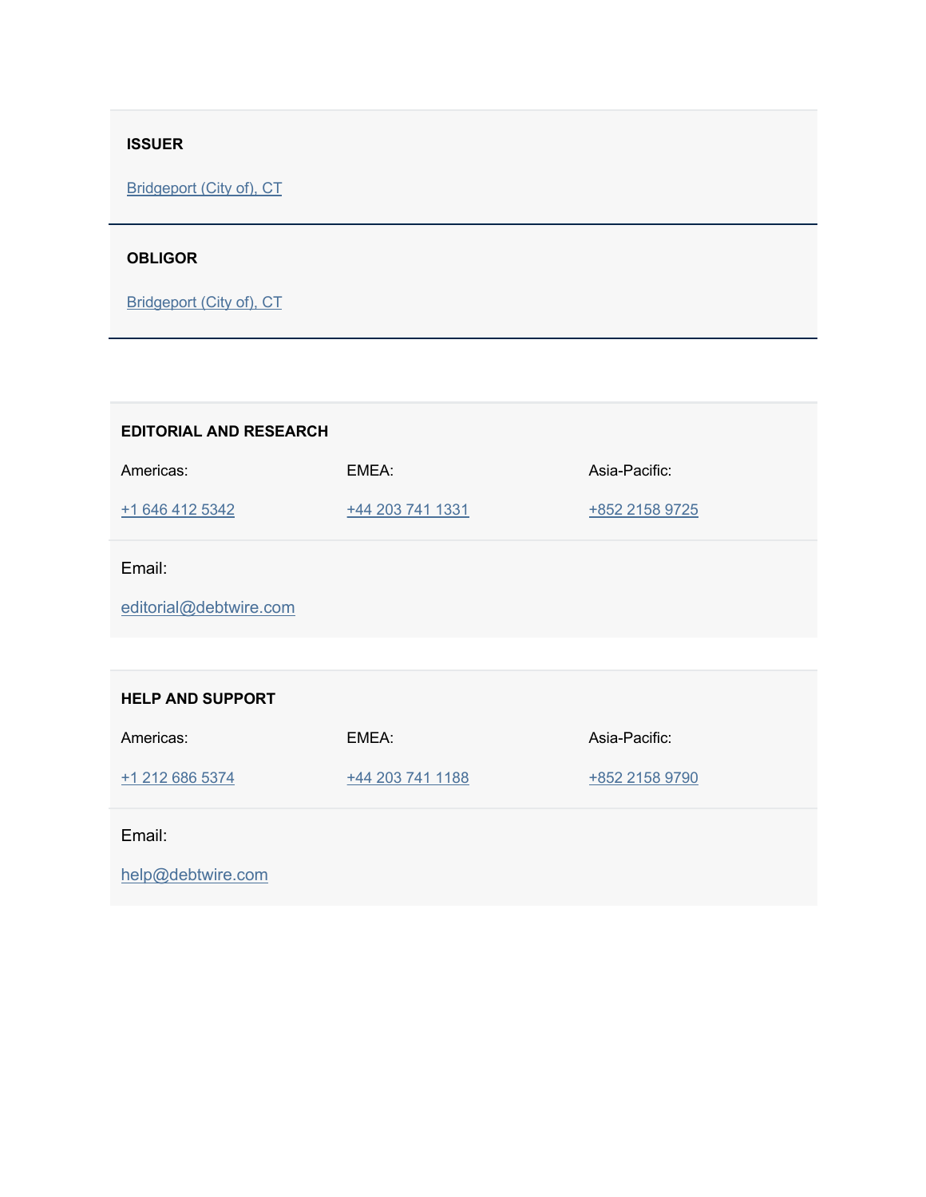**ISSUER**

Bridgeport (City of), CT

**OBLIGOR**

Bridgeport (City of), CT

**EDITORIAL AND RESEARCH**

| Americas: | EMEA: | Asia-Pacific: |
|---|---|---|
| +1 646 412 5342 | +44 203 741 1331 | +852 2158 9725 |

Email:

editorial@debtwire.com

**HELP AND SUPPORT**

| Americas: | EMEA: | Asia-Pacific: |
|---|---|---|
| +1 212 686 5374 | +44 203 741 1188 | +852 2158 9790 |

Email:

help@debtwire.com